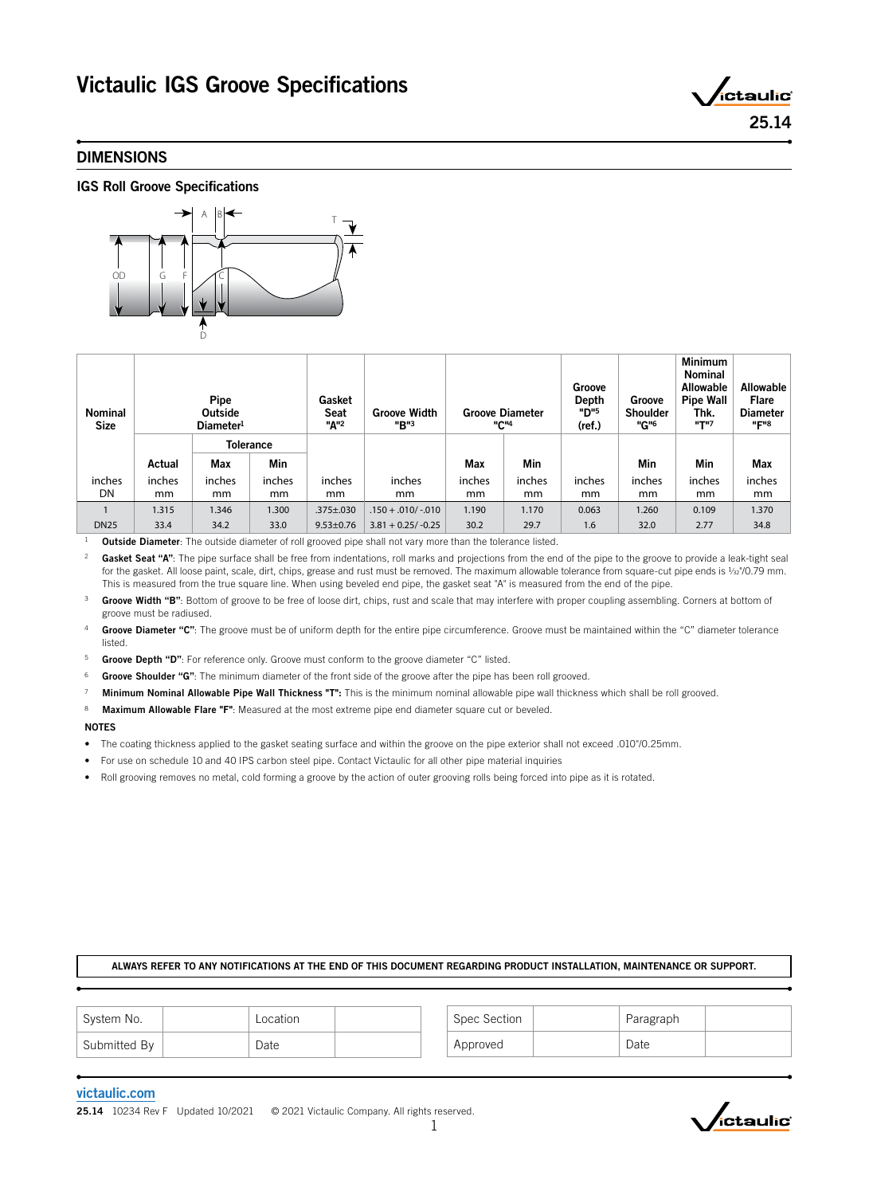# Victaulic IGS Groove Specifications

25.14

## DIMENSIONS

### IGS Roll Groove Specifications

A B T OD G F C D

| Nominal Size | Pipe Outside Diameter[1] | | | Gasket Seat "A"[2] | Groove Width "B"[3] | Groove Diameter "C"[4] | | Groove Depth "D"[5] (ref.) | Groove Shoulder "G"[6] | Minimum Nominal Allowable Pipe Wall Thk. "T"[7] | Allowable Flare Diameter "F"[8] |
|---|---|---|---|---|---|---|---|---|---|---|---|
| | | Tolerance | | | | | | | | | |
| | Actual | Max | Min | | | Max | Min | | Min | Min | Max |
| inches DN | inches mm | inches mm | inches mm | inches mm | inches mm | inches mm | inches mm | inches mm | inches mm | inches mm | inches mm |
| 1 | 1.315 | 1.346 | 1.300 | .375±.030 | .150 + .010/-.010 | 1.190 | 1.170 | 0.063 | 1.260 | 0.109 | 1.370 |
| DN25 | 33.4 | 34.2 | 33.0 | 9.53±0.76 | 3.81 + 0.25/-0.25 | 30.2 | 29.7 | 1.6 | 32.0 | 2.77 | 34.8 |

[1] **Outside Diameter**: The outside diameter of roll grooved pipe shall not vary more than the tolerance listed.

[2] **Gasket Seat "A"**: The pipe surface shall be free from indentations, roll marks and projections from the end of the pipe to the groove to provide a leak-tight seal for the gasket. All loose paint, scale, dirt, chips, grease and rust must be removed. The maximum allowable tolerance from square-cut pipe ends is 1/32"/0.79 mm. This is measured from the true square line. When using beveled end pipe, the gasket seat "A" is measured from the end of the pipe.

[3] **Groove Width "B"**: Bottom of groove to be free of loose dirt, chips, rust and scale that may interfere with proper coupling assembling. Corners at bottom of groove must be radiused.

[4] **Groove Diameter "C"**: The groove must be of uniform depth for the entire pipe circumference. Groove must be maintained within the "C" diameter tolerance listed.

[5] **Groove Depth "D"**: For reference only. Groove must conform to the groove diameter "C" listed.

[6] **Groove Shoulder "G"**: The minimum diameter of the front side of the groove after the pipe has been roll grooved.

[7] **Minimum Nominal Allowable Pipe Wall Thickness "T"**: This is the minimum nominal allowable pipe wall thickness which shall be roll grooved.

[8] **Maximum Allowable Flare "F"**: Measured at the most extreme pipe end diameter square cut or beveled.

**NOTES**

- The coating thickness applied to the gasket seating surface and within the groove on the pipe exterior shall not exceed .010"/0.25mm.
- For use on schedule 10 and 40 IPS carbon steel pipe. Contact Victaulic for all other pipe material inquiries
- Roll grooving removes no metal, cold forming a groove by the action of outer grooving rolls being forced into pipe as it is rotated.

**ALWAYS REFER TO ANY NOTIFICATIONS AT THE END OF THIS DOCUMENT REGARDING PRODUCT INSTALLATION, MAINTENANCE OR SUPPORT.**

| | | | |
|---|---|---|---|
| System No. | | Location | |
| Submitted By | | Date | |

| | | | |
|---|---|---|---|
| Spec Section | | Paragraph | |
| Approved | | Date | |

victaulic.com

25.14 10234 Rev F Updated 10/2021 © 2021 Victaulic Company. All rights reserved.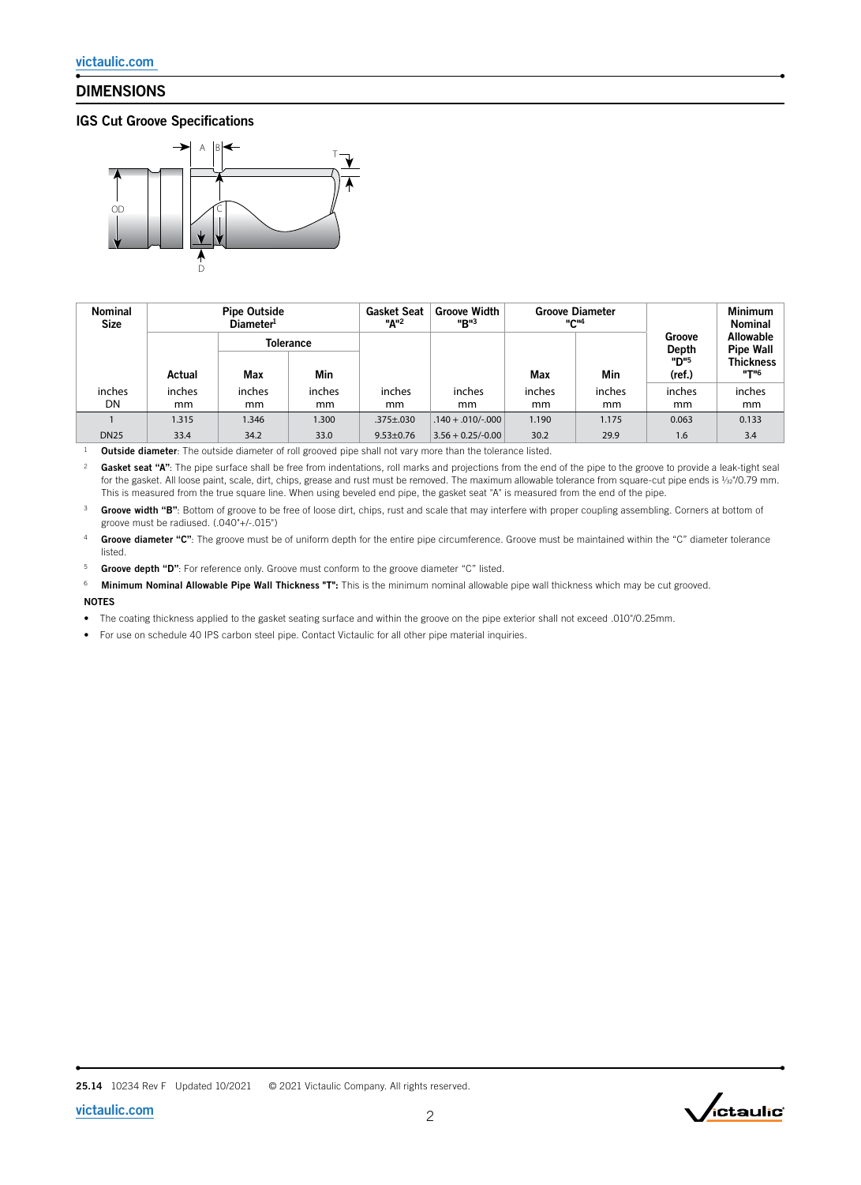## DIMENSIONS

### IGS Cut Groove Specifications

A B T OD C D

| Nominal Size | Pipe Outside Diameter[1] | | | Gasket Seat "A"[2] | Groove Width "B"[3] | Groove Diameter "C"[4] | | Groove Depth "D"[5] (ref.) | Minimum Nominal Allowable Pipe Wall Thickness "T"[6] |
|---|---|---|---|---|---|---|---|---|---|
| | Actual | Tolerance | | | | Max | Min | | |
| | | Max | Min | | | | | | |
| inches DN | inches mm | inches mm | inches mm | inches mm | inches mm | inches mm | inches mm | inches mm | inches mm |
| 1 | 1.315 | 1.346 | 1.300 | .375±.030 | .140 + .010/-.000 | 1.190 | 1.175 | 0.063 | 0.133 |
| DN25 | 33.4 | 34.2 | 33.0 | 9.53±0.76 | 3.56 + 0.25/-0.00 | 30.2 | 29.9 | 1.6 | 3.4 |

[1] **Outside diameter**: The outside diameter of roll grooved pipe shall not vary more than the tolerance listed.

[2] **Gasket seat "A"**: The pipe surface shall be free from indentations, roll marks and projections from the end of the pipe to the groove to provide a leak-tight seal for the gasket. All loose paint, scale, dirt, chips, grease and rust must be removed. The maximum allowable tolerance from square-cut pipe ends is 1/32"/0.79 mm. This is measured from the true square line. When using beveled end pipe, the gasket seat "A" is measured from the end of the pipe.

[3] **Groove width "B"**: Bottom of groove to be free of loose dirt, chips, rust and scale that may interfere with proper coupling assembling. Corners at bottom of groove must be radiused. (.040"+/-.015")

[4] **Groove diameter "C"**: The groove must be of uniform depth for the entire pipe circumference. Groove must be maintained within the "C" diameter tolerance listed.

[5] **Groove depth "D"**: For reference only. Groove must conform to the groove diameter "C" listed.

[6] **Minimum Nominal Allowable Pipe Wall Thickness "T":** This is the minimum nominal allowable pipe wall thickness which may be cut grooved.

**NOTES**

- The coating thickness applied to the gasket seating surface and within the groove on the pipe exterior shall not exceed .010"/0.25mm.
- For use on schedule 40 IPS carbon steel pipe. Contact Victaulic for all other pipe material inquiries.

25.14 10234 Rev F Updated 10/2021 © 2021 Victaulic Company. All rights reserved.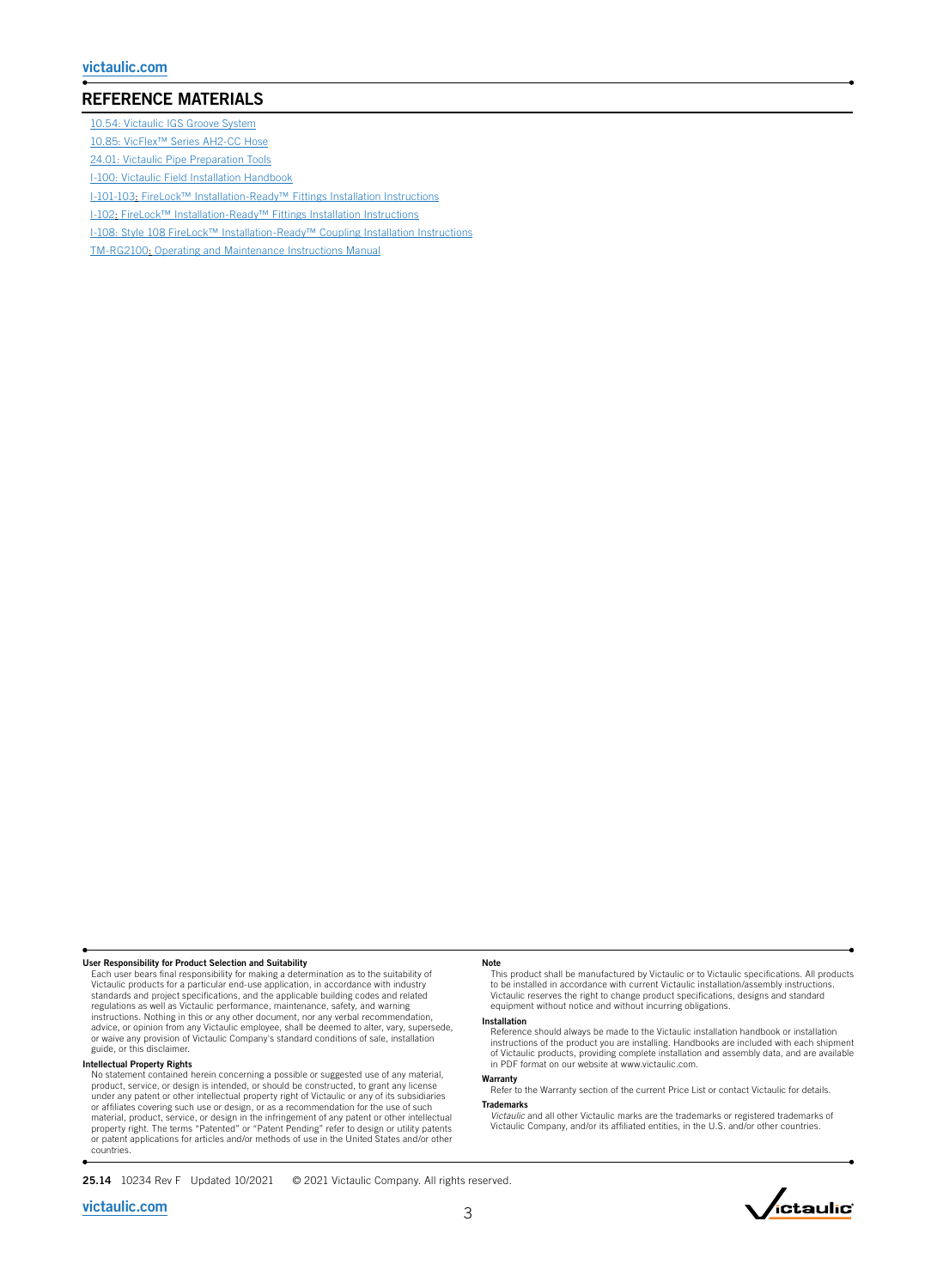## REFERENCE MATERIALS

10.54: Victaulic IGS Groove System

10.85: VicFlex™ Series AH2-CC Hose

24.01: Victaulic Pipe Preparation Tools

I-100: Victaulic Field Installation Handbook

I-101-103: FireLock™ Installation-Ready™ Fittings Installation Instructions

I-102: FireLock™ Installation-Ready™ Fittings Installation Instructions

I-108: Style 108 FireLock™ Installation-Ready™ Coupling Installation Instructions

TM-RG2100: Operating and Maintenance Instructions Manual

**User Responsibility for Product Selection and Suitability**

Each user bears final responsibility for making a determination as to the suitability of Victaulic products for a particular end-use application, in accordance with industry standards and project specifications, and the applicable building codes and related regulations as well as Victaulic performance, maintenance, safety, and warning instructions. Nothing in this or any other document, nor any verbal recommendation, advice, or opinion from any Victaulic employee, shall be deemed to alter, vary, supersede, or waive any provision of Victaulic Company's standard conditions of sale, installation guide, or this disclaimer.

**Intellectual Property Rights**

No statement contained herein concerning a possible or suggested use of any material, product, service, or design is intended, or should be constructed, to grant any license under any patent or other intellectual property right of Victaulic or any of its subsidiaries or affiliates covering such use or design, or as a recommendation for the use of such material, product, service, or design in the infringement of any patent or other intellectual property right. The terms "Patented" or "Patent Pending" refer to design or utility patents or patent applications for articles and/or methods of use in the United States and/or other countries.

**Note**

This product shall be manufactured by Victaulic or to Victaulic specifications. All products to be installed in accordance with current Victaulic installation/assembly instructions. Victaulic reserves the right to change product specifications, designs and standard equipment without notice and without incurring obligations.

**Installation**

Reference should always be made to the Victaulic installation handbook or installation instructions of the product you are installing. Handbooks are included with each shipment of Victaulic products, providing complete installation and assembly data, and are available in PDF format on our website at www.victaulic.com.

**Warranty**

Refer to the Warranty section of the current Price List or contact Victaulic for details.

**Trademarks**

*Victaulic* and all other Victaulic marks are the trademarks or registered trademarks of Victaulic Company, and/or its affiliated entities, in the U.S. and/or other countries.

**25.14** 10234 Rev F Updated 10/2021 © 2021 Victaulic Company. All rights reserved.